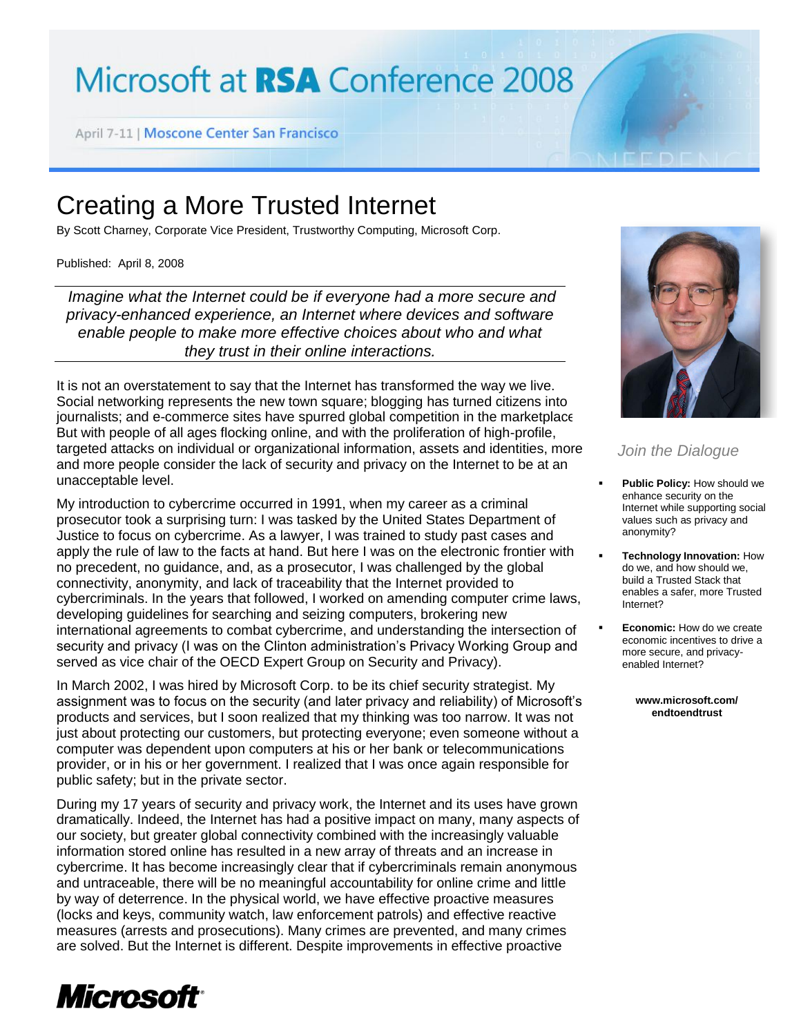# Microsoft at RSA Conference 2008

April 7-11 | Moscone Center San Francisco

## Creating a More Trusted Internet

By Scott Charney, Corporate Vice President, Trustworthy Computing, Microsoft Corp.

Published: April 8, 2008

---

*Imagine what the Internet could be if everyone had a more secure and privacy-enhanced experience, an Internet where devices and software enable people to make more effective choices about who and what they trust in their online interactions.*

---

It is not an overstatement to say that the Internet has transformed the way we live. Social networking represents the new town square; blogging has turned citizens into journalists; and e-commerce sites have spurred global competition in the marketplace. But with people of all ages flocking online, and with the proliferation of high-profile, targeted attacks on individual or organizational information, assets and identities, more and more people consider the lack of security and privacy on the Internet to be at an unacceptable level.

My introduction to cybercrime occurred in 1991, when my career as a criminal prosecutor took a surprising turn: I was tasked by the United States Department of Justice to focus on cybercrime. As a lawyer, I was trained to study past cases and apply the rule of law to the facts at hand. But here I was on the electronic frontier with no precedent, no guidance, and, as a prosecutor, I was challenged by the global connectivity, anonymity, and lack of traceability that the Internet provided to cybercriminals. In the years that followed, I worked on amending computer crime laws, developing guidelines for searching and seizing computers, brokering new international agreements to combat cybercrime, and understanding the intersection of security and privacy (I was on the Clinton administration's Privacy Working Group and served as vice chair of the OECD Expert Group on Security and Privacy).

In March 2002, I was hired by Microsoft Corp. to be its chief security strategist. My assignment was to focus on the security (and later privacy and reliability) of Microsoft's products and services, but I soon realized that my thinking was too narrow. It was not just about protecting our customers, but protecting everyone; even someone without a computer was dependent upon computers at his or her bank or telecommunications provider, or in his or her government. I realized that I was once again responsible for public safety; but in the private sector.

During my 17 years of security and privacy work, the Internet and its uses have grown dramatically. Indeed, the Internet has had a positive impact on many, many aspects of our society, but greater global connectivity combined with the increasingly valuable information stored online has resulted in a new array of threats and an increase in cybercrime. It has become increasingly clear that if cybercriminals remain anonymous and untraceable, there will be no meaningful accountability for online crime and little by way of deterrence. In the physical world, we have effective proactive measures (locks and keys, community watch, law enforcement patrols) and effective reactive measures (arrests and prosecutions). Many crimes are prevented, and many crimes are solved. But the Internet is different. Despite improvements in effective proactive

### Join the Dialogue

- **Public Policy:** How should we enhance security on the Internet while supporting social values such as privacy and anonymity?
- **Technology Innovation:** How do we, and how should we, build a Trusted Stack that enables a safer, more Trusted Internet?
- **Economic:** How do we create economic incentives to drive a more secure, and privacy-enabled Internet?

**www.microsoft.com/endtoendtrust**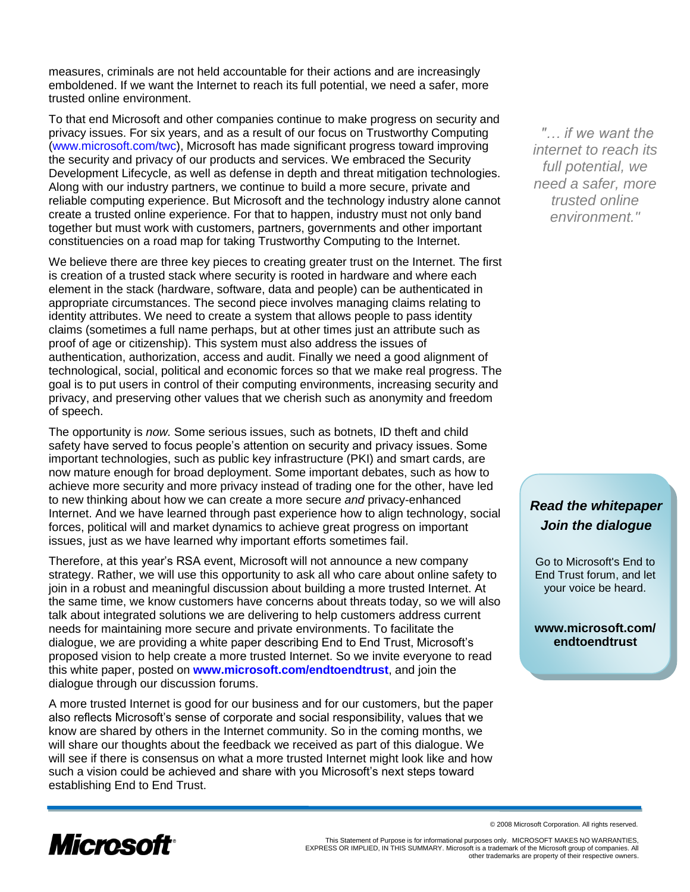measures, criminals are not held accountable for their actions and are increasingly emboldened. If we want the Internet to reach its full potential, we need a safer, more trusted online environment.

To that end Microsoft and other companies continue to make progress on security and privacy issues. For six years, and as a result of our focus on Trustworthy Computing (www.microsoft.com/twc), Microsoft has made significant progress toward improving the security and privacy of our products and services. We embraced the Security Development Lifecycle, as well as defense in depth and threat mitigation technologies. Along with our industry partners, we continue to build a more secure, private and reliable computing experience. But Microsoft and the technology industry alone cannot create a trusted online experience. For that to happen, industry must not only band together but must work with customers, partners, governments and other important constituencies on a road map for taking Trustworthy Computing to the Internet.

*"… if we want the internet to reach its full potential, we need a safer, more trusted online environment."*

We believe there are three key pieces to creating greater trust on the Internet. The first is creation of a trusted stack where security is rooted in hardware and where each element in the stack (hardware, software, data and people) can be authenticated in appropriate circumstances. The second piece involves managing claims relating to identity attributes. We need to create a system that allows people to pass identity claims (sometimes a full name perhaps, but at other times just an attribute such as proof of age or citizenship). This system must also address the issues of authentication, authorization, access and audit. Finally we need a good alignment of technological, social, political and economic forces so that we make real progress. The goal is to put users in control of their computing environments, increasing security and privacy, and preserving other values that we cherish such as anonymity and freedom of speech.

The opportunity is *now.* Some serious issues, such as botnets, ID theft and child safety have served to focus people's attention on security and privacy issues. Some important technologies, such as public key infrastructure (PKI) and smart cards, are now mature enough for broad deployment. Some important debates, such as how to achieve more security and more privacy instead of trading one for the other, have led to new thinking about how we can create a more secure *and* privacy-enhanced Internet. And we have learned through past experience how to align technology, social forces, political will and market dynamics to achieve great progress on important issues, just as we have learned why important efforts sometimes fail.

Therefore, at this year's RSA event, Microsoft will not announce a new company strategy. Rather, we will use this opportunity to ask all who care about online safety to join in a robust and meaningful discussion about building a more trusted Internet. At the same time, we know customers have concerns about threats today, so we will also talk about integrated solutions we are delivering to help customers address current needs for maintaining more secure and private environments. To facilitate the dialogue, we are providing a white paper describing End to End Trust, Microsoft's proposed vision to help create a more trusted Internet. So we invite everyone to read this white paper, posted on **www.microsoft.com/endtoendtrust**, and join the dialogue through our discussion forums.

A more trusted Internet is good for our business and for our customers, but the paper also reflects Microsoft's sense of corporate and social responsibility, values that we know are shared by others in the Internet community. So in the coming months, we will share our thoughts about the feedback we received as part of this dialogue. We will see if there is consensus on what a more trusted Internet might look like and how such a vision could be achieved and share with you Microsoft's next steps toward establishing End to End Trust.

***Read the whitepaper***
***Join the dialogue***

Go to Microsoft's End to End Trust forum, and let your voice be heard.

**www.microsoft.com/endtoendtrust**

© 2008 Microsoft Corporation. All rights reserved.

Microsoft

This Statement of Purpose is for informational purposes only. MICROSOFT MAKES NO WARRANTIES, EXPRESS OR IMPLIED, IN THIS SUMMARY. Microsoft is a trademark of the Microsoft group of companies. All other trademarks are property of their respective owners.